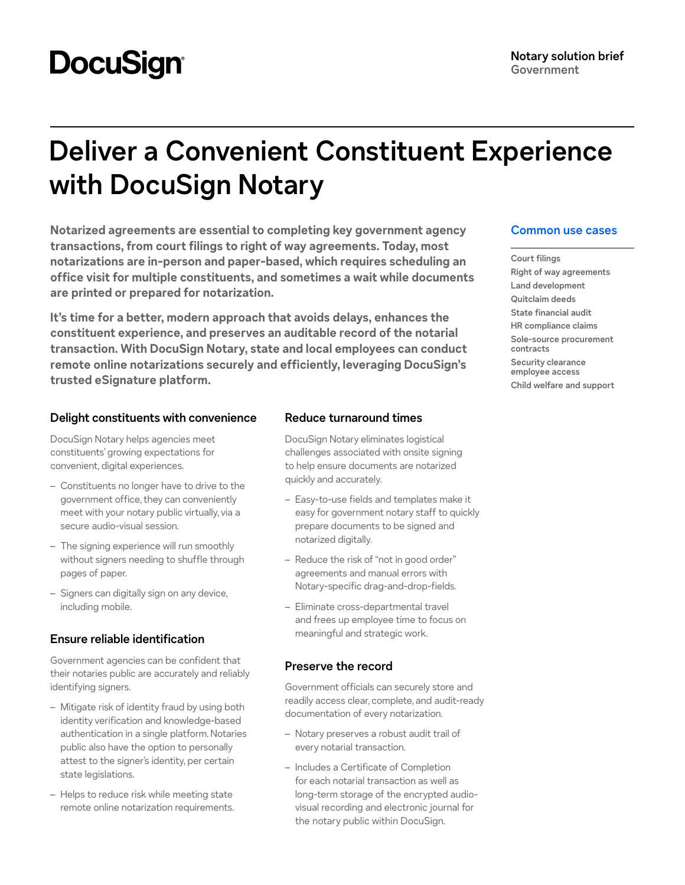DocuSign

**Notary solution brief**
Government

# Deliver a Convenient Constituent Experience with DocuSign Notary

**Notarized agreements are essential to completing key government agency transactions, from court filings to right of way agreements. Today, most notarizations are in-person and paper-based, which requires scheduling an office visit for multiple constituents, and sometimes a wait while documents are printed or prepared for notarization.**

**It's time for a better, modern approach that avoids delays, enhances the constituent experience, and preserves an auditable record of the notarial transaction. With DocuSign Notary, state and local employees can conduct remote online notarizations securely and efficiently, leveraging DocuSign's trusted eSignature platform.**

## Common use cases

- Court filings
- Right of way agreements
- Land development
- Quitclaim deeds
- State financial audit
- HR compliance claims
- Sole-source procurement contracts
- Security clearance employee access
- Child welfare and support

### Delight constituents with convenience

DocuSign Notary helps agencies meet constituents' growing expectations for convenient, digital experiences.

- Constituents no longer have to drive to the government office, they can conveniently meet with your notary public virtually, via a secure audio-visual session.
- The signing experience will run smoothly without signers needing to shuffle through pages of paper.
- Signers can digitally sign on any device, including mobile.

### Ensure reliable identification

Government agencies can be confident that their notaries public are accurately and reliably identifying signers.

- Mitigate risk of identity fraud by using both identity verification and knowledge-based authentication in a single platform. Notaries public also have the option to personally attest to the signer's identity, per certain state legislations.
- Helps to reduce risk while meeting state remote online notarization requirements.

### Reduce turnaround times

DocuSign Notary eliminates logistical challenges associated with onsite signing to help ensure documents are notarized quickly and accurately.

- Easy-to-use fields and templates make it easy for government notary staff to quickly prepare documents to be signed and notarized digitally.
- Reduce the risk of "not in good order" agreements and manual errors with Notary-specific drag-and-drop-fields.
- Eliminate cross-departmental travel and frees up employee time to focus on meaningful and strategic work.

### Preserve the record

Government officials can securely store and readily access clear, complete, and audit-ready documentation of every notarization.

- Notary preserves a robust audit trail of every notarial transaction.
- Includes a Certificate of Completion for each notarial transaction as well as long-term storage of the encrypted audio-visual recording and electronic journal for the notary public within DocuSign.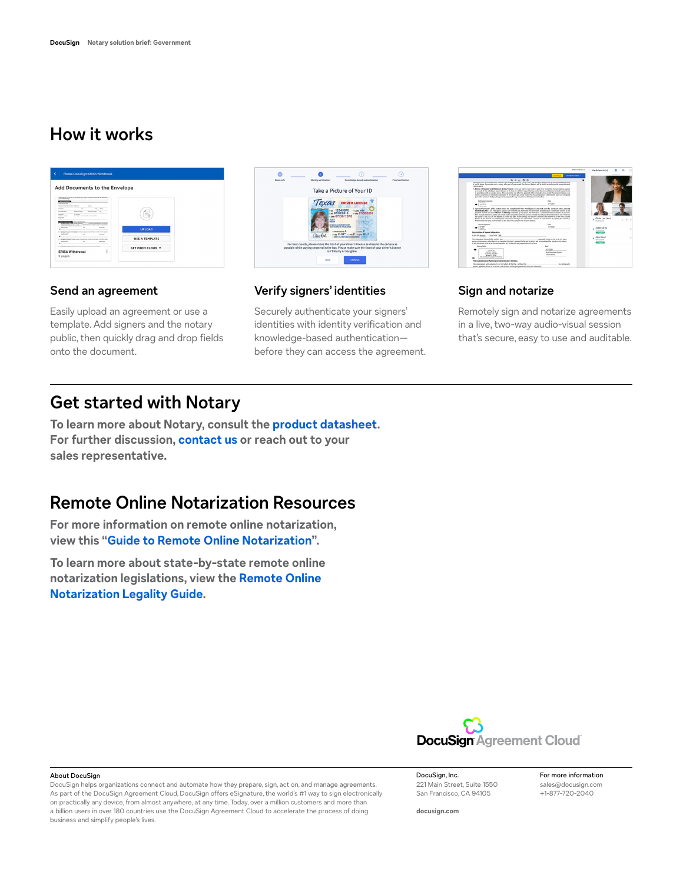## How it works

### Send an agreement

Easily upload an agreement or use a template. Add signers and the notary public, then quickly drag and drop fields onto the document.

### Verify signers' identities

Securely authenticate your signers' identities with identity verification and knowledge-based authentication—before they can access the agreement.

### Sign and notarize

Remotely sign and notarize agreements in a live, two-way audio-visual session that's secure, easy to use and auditable.

## Get started with Notary

**To learn more about Notary, consult the product datasheet. For further discussion, contact us or reach out to your sales representative.**

## Remote Online Notarization Resources

**For more information on remote online notarization, view this "Guide to Remote Online Notarization".**

**To learn more about state-by-state remote online notarization legislations, view the Remote Online Notarization Legality Guide.**

DocuSign Agreement Cloud

About DocuSign
DocuSign helps organizations connect and automate how they prepare, sign, act on, and manage agreements. As part of the DocuSign Agreement Cloud, DocuSign offers eSignature, the world's #1 way to sign electronically on practically any device, from almost anywhere, at any time. Today, over a million customers and more than a billion users in over 180 countries use the DocuSign Agreement Cloud to accelerate the process of doing business and simplify people's lives.

DocuSign, Inc.
221 Main Street, Suite 1550
San Francisco, CA 94105

docusign.com

For more information
sales@docusign.com
+1-877-720-2040